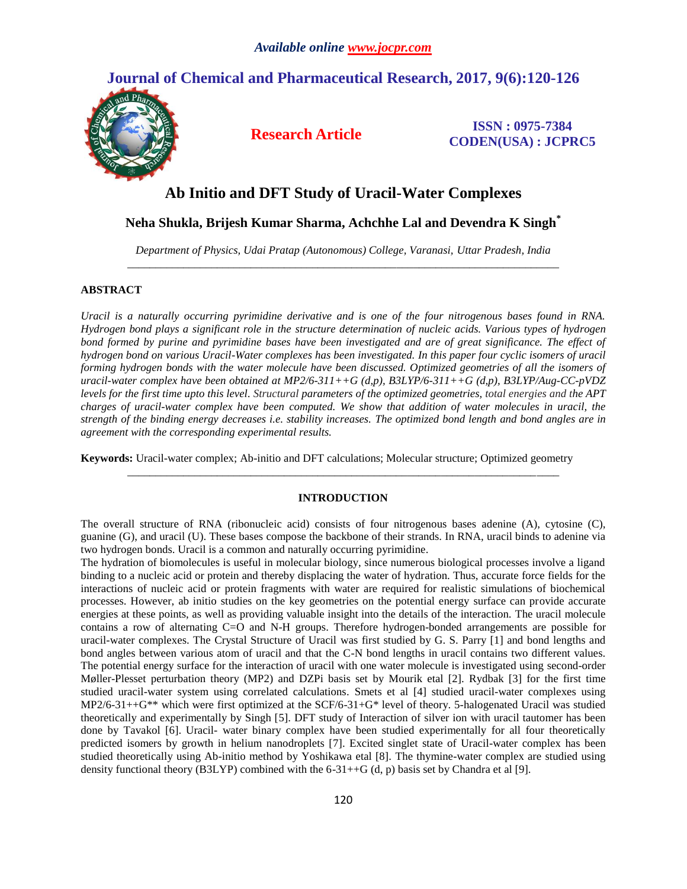*Available online www.jocpr.com*

# Journal of Chemical and Pharmaceutical Research, 2017, 9(6):120-126

**Research Article**

**ISSN : 0975-7384**
**CODEN(USA) : JCPRC5**

# Ab Initio and DFT Study of Uracil-Water Complexes

## Neha Shukla, Brijesh Kumar Sharma, Achchhe Lal and Devendra K Singh*

*Department of Physics, Udai Pratap (Autonomous) College, Varanasi, Uttar Pradesh, India*

---

### ABSTRACT

*Uracil is a naturally occurring pyrimidine derivative and is one of the four nitrogenous bases found in RNA. Hydrogen bond plays a significant role in the structure determination of nucleic acids. Various types of hydrogen bond formed by purine and pyrimidine bases have been investigated and are of great significance. The effect of hydrogen bond on various Uracil-Water complexes has been investigated. In this paper four cyclic isomers of uracil forming hydrogen bonds with the water molecule have been discussed. Optimized geometries of all the isomers of uracil-water complex have been obtained at MP2/6-311++G (d,p), B3LYP/6-311++G (d,p), B3LYP/Aug-CC-pVDZ levels for the first time upto this level. Structural parameters of the optimized geometries, total energies and the APT charges of uracil-water complex have been computed. We show that addition of water molecules in uracil, the strength of the binding energy decreases i.e. stability increases. The optimized bond length and bond angles are in agreement with the corresponding experimental results.*

**Keywords:** Uracil-water complex; Ab-initio and DFT calculations; Molecular structure; Optimized geometry

---

### INTRODUCTION

The overall structure of RNA (ribonucleic acid) consists of four nitrogenous bases adenine (A), cytosine (C), guanine (G), and uracil (U). These bases compose the backbone of their strands. In RNA, uracil binds to adenine via two hydrogen bonds. Uracil is a common and naturally occurring pyrimidine.

The hydration of biomolecules is useful in molecular biology, since numerous biological processes involve a ligand binding to a nucleic acid or protein and thereby displacing the water of hydration. Thus, accurate force fields for the interactions of nucleic acid or protein fragments with water are required for realistic simulations of biochemical processes. However, ab initio studies on the key geometries on the potential energy surface can provide accurate energies at these points, as well as providing valuable insight into the details of the interaction. The uracil molecule contains a row of alternating C=O and N-H groups. Therefore hydrogen-bonded arrangements are possible for uracil-water complexes. The Crystal Structure of Uracil was first studied by G. S. Parry [1] and bond lengths and bond angles between various atom of uracil and that the C-N bond lengths in uracil contains two different values. The potential energy surface for the interaction of uracil with one water molecule is investigated using second-order Møller-Plesset perturbation theory (MP2) and DZPi basis set by Mourik etal [2]. Rydbak [3] for the first time studied uracil-water system using correlated calculations. Smets et al [4] studied uracil-water complexes using MP2/6-31++G** which were first optimized at the SCF/6-31+G* level of theory. 5-halogenated Uracil was studied theoretically and experimentally by Singh [5]. DFT study of Interaction of silver ion with uracil tautomer has been done by Tavakol [6]. Uracil- water binary complex have been studied experimentally for all four theoretically predicted isomers by growth in helium nanodroplets [7]. Excited singlet state of Uracil-water complex has been studied theoretically using Ab-initio method by Yoshikawa etal [8]. The thymine-water complex are studied using density functional theory (B3LYP) combined with the 6-31++G (d, p) basis set by Chandra et al [9].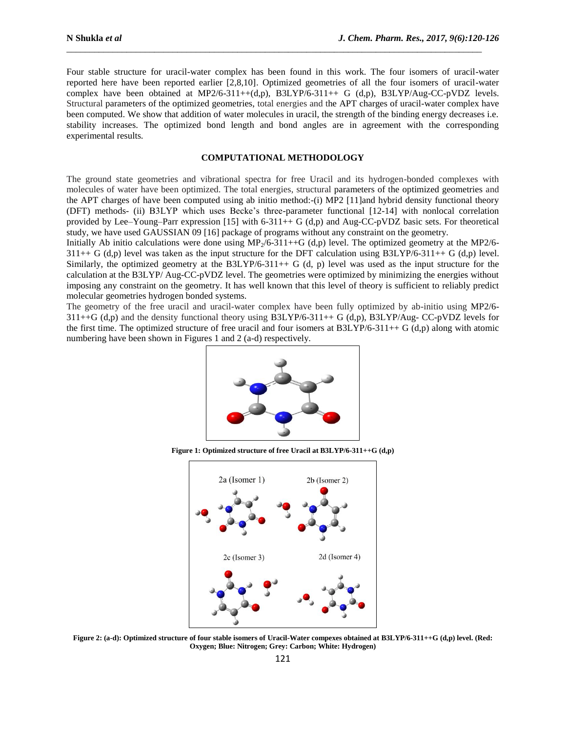Four stable structure for uracil-water complex has been found in this work. The four isomers of uracil-water reported here have been reported earlier [2,8,10]. Optimized geometries of all the four isomers of uracil-water complex have been obtained at MP2/6-311++(d,p), B3LYP/6-311++ G (d,p), B3LYP/Aug-CC-pVDZ levels. Structural parameters of the optimized geometries, total energies and the APT charges of uracil-water complex have been computed. We show that addition of water molecules in uracil, the strength of the binding energy decreases i.e. stability increases. The optimized bond length and bond angles are in agreement with the corresponding experimental results.

## COMPUTATIONAL METHODOLOGY

The ground state geometries and vibrational spectra for free Uracil and its hydrogen-bonded complexes with molecules of water have been optimized. The total energies, structural parameters of the optimized geometries and the APT charges of have been computed using ab initio method:-(i) MP2 [11]and hybrid density functional theory (DFT) methods- (ii) B3LYP which uses Becke's three-parameter functional [12-14] with nonlocal correlation provided by Lee–Young–Parr expression [15] with 6-311++ G (d,p) and Aug-CC-pVDZ basis sets. For theoretical study, we have used GAUSSIAN 09 [16] package of programs without any constraint on the geometry.

Initially Ab initio calculations were done using $MP_2$/6-311++G (d,p) level. The optimized geometry at the MP2/6-311++ G (d,p) level was taken as the input structure for the DFT calculation using B3LYP/6-311++ G (d,p) level. Similarly, the optimized geometry at the B3LYP/6-311++ G (d, p) level was used as the input structure for the calculation at the B3LYP/ Aug-CC-pVDZ level. The geometries were optimized by minimizing the energies without imposing any constraint on the geometry. It has well known that this level of theory is sufficient to reliably predict molecular geometries hydrogen bonded systems.

The geometry of the free uracil and uracil-water complex have been fully optimized by ab-initio using MP2/6-311++G (d,p) and the density functional theory using B3LYP/6-311++ G (d,p), B3LYP/Aug- CC-pVDZ levels for the first time. The optimized structure of free uracil and four isomers at B3LYP/6-311++ G (d,p) along with atomic numbering have been shown in Figures 1 and 2 (a-d) respectively.

**Figure 1: Optimized structure of free Uracil at B3LYP/6-311++G (d,p)**

**Figure 2: (a-d): Optimized structure of four stable isomers of Uracil-Water compexes obtained at B3LYP/6-311++G (d,p) level. (Red: Oxygen; Blue: Nitrogen; Grey: Carbon; White: Hydrogen)**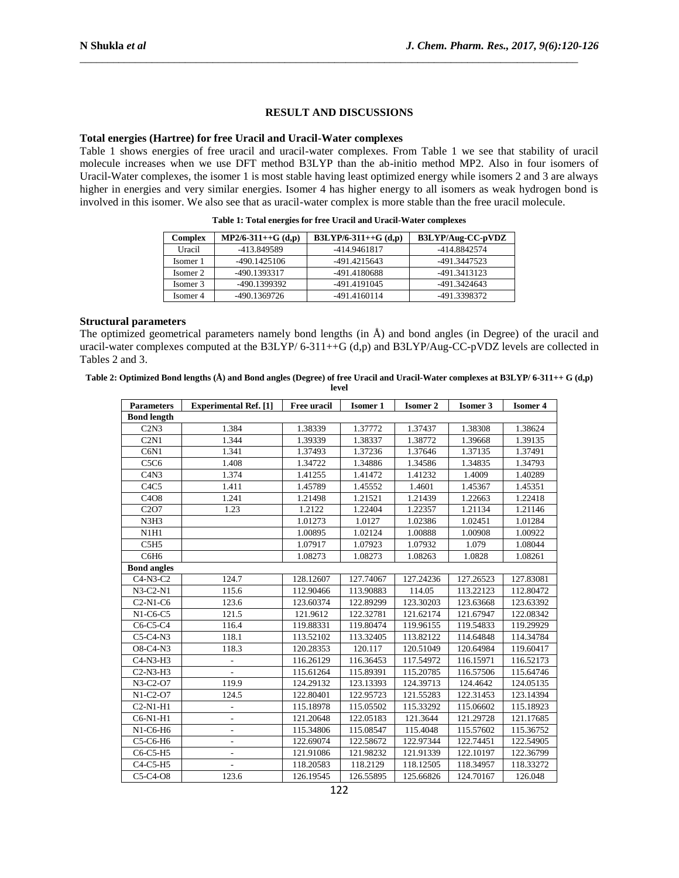## RESULT AND DISCUSSIONS

### Total energies (Hartree) for free Uracil and Uracil-Water complexes

Table 1 shows energies of free uracil and uracil-water complexes. From Table 1 we see that stability of uracil molecule increases when we use DFT method B3LYP than the ab-initio method MP2. Also in four isomers of Uracil-Water complexes, the isomer 1 is most stable having least optimized energy while isomers 2 and 3 are always higher in energies and very similar energies. Isomer 4 has higher energy to all isomers as weak hydrogen bond is involved in this isomer. We also see that as uracil-water complex is more stable than the free uracil molecule.

**Table 1: Total energies for free Uracil and Uracil-Water complexes**

| Complex | MP2/6-311++G (d,p) | B3LYP/6-311++G (d,p) | B3LYP/Aug-CC-pVDZ |
|---|---|---|---|
| Uracil | -413.849589 | -414.9461817 | -414.8842574 |
| Isomer 1 | -490.1425106 | -491.4215643 | -491.3447523 |
| Isomer 2 | -490.1393317 | -491.4180688 | -491.3413123 |
| Isomer 3 | -490.1399392 | -491.4191045 | -491.3424643 |
| Isomer 4 | -490.1369726 | -491.4160114 | -491.3398372 |

### Structural parameters

The optimized geometrical parameters namely bond lengths (in Å) and bond angles (in Degree) of the uracil and uracil-water complexes computed at the B3LYP/ 6-311++G (d,p) and B3LYP/Aug-CC-pVDZ levels are collected in Tables 2 and 3.

**Table 2: Optimized Bond lengths (Å) and Bond angles (Degree) of free Uracil and Uracil-Water complexes at B3LYP/ 6-311++ G (d,p) level**

| Parameters | Experimental Ref. [1] | Free uracil | Isomer 1 | Isomer 2 | Isomer 3 | Isomer 4 |
|---|---|---|---|---|---|---|
| **Bond length** | | | | | | |
| C2N3 | 1.384 | 1.38339 | 1.37772 | 1.37437 | 1.38308 | 1.38624 |
| C2N1 | 1.344 | 1.39339 | 1.38337 | 1.38772 | 1.39668 | 1.39135 |
| C6N1 | 1.341 | 1.37493 | 1.37236 | 1.37646 | 1.37135 | 1.37491 |
| C5C6 | 1.408 | 1.34722 | 1.34886 | 1.34586 | 1.34835 | 1.34793 |
| C4N3 | 1.374 | 1.41255 | 1.41472 | 1.41232 | 1.4009 | 1.40289 |
| C4C5 | 1.411 | 1.45789 | 1.45552 | 1.4601 | 1.45367 | 1.45351 |
| C4O8 | 1.241 | 1.21498 | 1.21521 | 1.21439 | 1.22663 | 1.22418 |
| C2O7 | 1.23 | 1.2122 | 1.22404 | 1.22357 | 1.21134 | 1.21146 |
| N3H3 | | 1.01273 | 1.0127 | 1.02386 | 1.02451 | 1.01284 |
| N1H1 | | 1.00895 | 1.02124 | 1.00888 | 1.00908 | 1.00922 |
| C5H5 | | 1.07917 | 1.07923 | 1.07932 | 1.079 | 1.08044 |
| C6H6 | | 1.08273 | 1.08273 | 1.08263 | 1.0828 | 1.08261 |
| **Bond angles** | | | | | | |
| C4-N3-C2 | 124.7 | 128.12607 | 127.74067 | 127.24236 | 127.26523 | 127.83081 |
| N3-C2-N1 | 115.6 | 112.90466 | 113.90883 | 114.05 | 113.22123 | 112.80472 |
| C2-N1-C6 | 123.6 | 123.60374 | 122.89299 | 123.30203 | 123.63668 | 123.63392 |
| N1-C6-C5 | 121.5 | 121.9612 | 122.32781 | 121.62174 | 121.67947 | 122.08342 |
| C6-C5-C4 | 116.4 | 119.88331 | 119.80474 | 119.96155 | 119.54833 | 119.29929 |
| C5-C4-N3 | 118.1 | 113.52102 | 113.32405 | 113.82122 | 114.64848 | 114.34784 |
| O8-C4-N3 | 118.3 | 120.28353 | 120.117 | 120.51049 | 120.64984 | 119.60417 |
| C4-N3-H3 | - | 116.26129 | 116.36453 | 117.54972 | 116.15971 | 116.52173 |
| C2-N3-H3 | - | 115.61264 | 115.89391 | 115.20785 | 116.57506 | 115.64746 |
| N3-C2-O7 | 119.9 | 124.29132 | 123.13393 | 124.39713 | 124.4642 | 124.05135 |
| N1-C2-O7 | 124.5 | 122.80401 | 122.95723 | 121.55283 | 122.31453 | 123.14394 |
| C2-N1-H1 | - | 115.18978 | 115.05502 | 115.33292 | 115.06602 | 115.18923 |
| C6-N1-H1 | - | 121.20648 | 122.05183 | 121.3644 | 121.29728 | 121.17685 |
| N1-C6-H6 | - | 115.34806 | 115.08547 | 115.4048 | 115.57602 | 115.36752 |
| C5-C6-H6 | - | 122.69074 | 122.58672 | 122.97344 | 122.74451 | 122.54905 |
| C6-C5-H5 | - | 121.91086 | 121.98232 | 121.91339 | 122.10197 | 122.36799 |
| C4-C5-H5 | - | 118.20583 | 118.2129 | 118.12505 | 118.34957 | 118.33272 |
| C5-C4-O8 | 123.6 | 126.19545 | 126.55895 | 125.66826 | 124.70167 | 126.048 |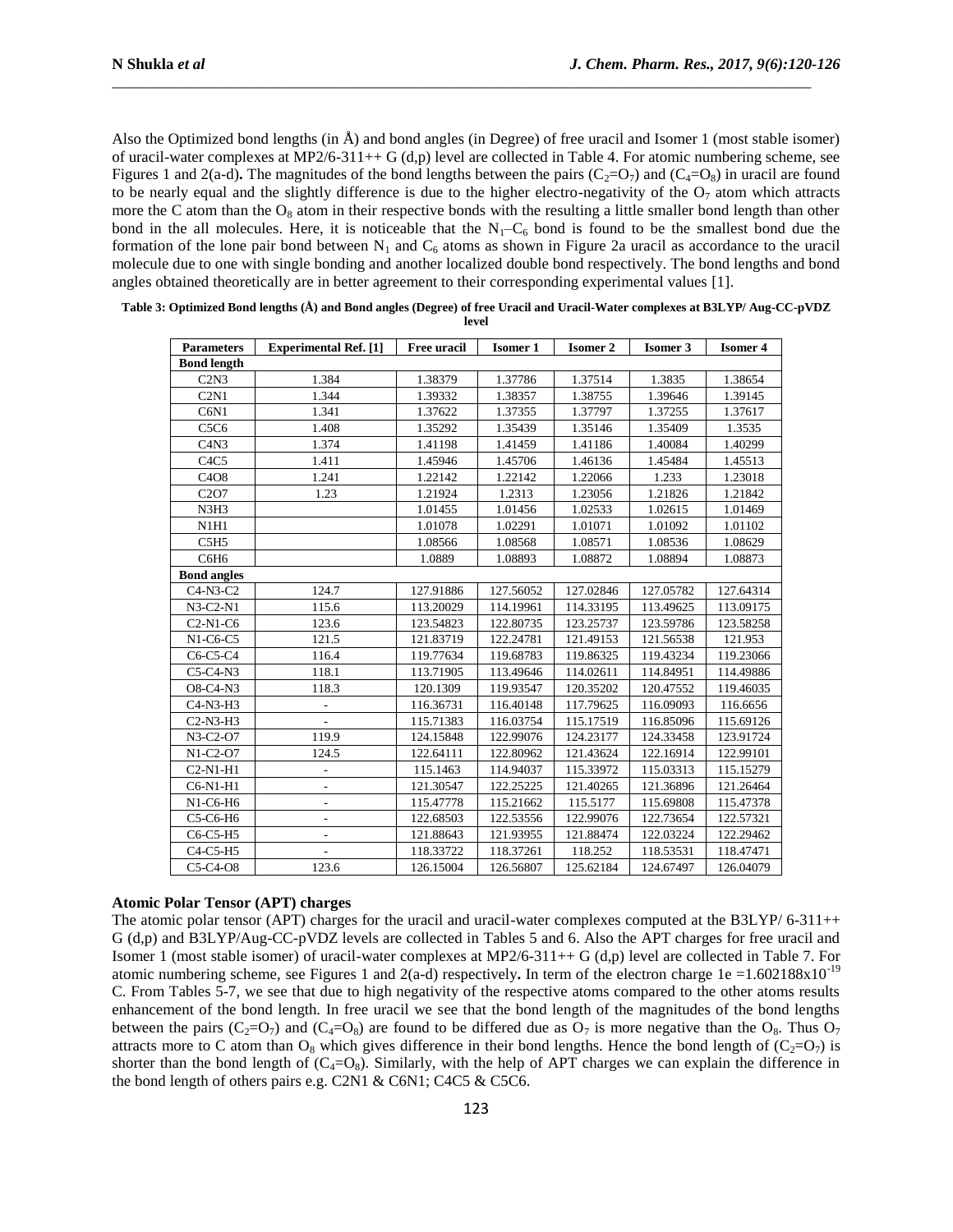Also the Optimized bond lengths (in Å) and bond angles (in Degree) of free uracil and Isomer 1 (most stable isomer) of uracil-water complexes at MP2/6-311++ G (d,p) level are collected in Table 4. For atomic numbering scheme, see Figures 1 and 2(a-d)**.** The magnitudes of the bond lengths between the pairs ($C_2$=$O_7$) and ($C_4$=$O_8$) in uracil are found to be nearly equal and the slightly difference is due to the higher electro-negativity of the $O_7$ atom which attracts more the C atom than the $O_8$ atom in their respective bonds with the resulting a little smaller bond length than other bond in the all molecules. Here, it is noticeable that the $N_1$–$C_6$ bond is found to be the smallest bond due the formation of the lone pair bond between $N_1$ and $C_6$ atoms as shown in Figure 2a uracil as accordance to the uracil molecule due to one with single bonding and another localized double bond respectively. The bond lengths and bond angles obtained theoretically are in better agreement to their corresponding experimental values [1].

**Table 3: Optimized Bond lengths (Å) and Bond angles (Degree) of free Uracil and Uracil-Water complexes at B3LYP/ Aug-CC-pVDZ level**

| Parameters | Experimental Ref. [1] | Free uracil | Isomer 1 | Isomer 2 | Isomer 3 | Isomer 4 |
|---|---|---|---|---|---|---|
| **Bond length** | | | | | | |
| C2N3 | 1.384 | 1.38379 | 1.37786 | 1.37514 | 1.3835 | 1.38654 |
| C2N1 | 1.344 | 1.39332 | 1.38357 | 1.38755 | 1.39646 | 1.39145 |
| C6N1 | 1.341 | 1.37622 | 1.37355 | 1.37797 | 1.37255 | 1.37617 |
| C5C6 | 1.408 | 1.35292 | 1.35439 | 1.35146 | 1.35409 | 1.3535 |
| C4N3 | 1.374 | 1.41198 | 1.41459 | 1.41186 | 1.40084 | 1.40299 |
| C4C5 | 1.411 | 1.45946 | 1.45706 | 1.46136 | 1.45484 | 1.45513 |
| C4O8 | 1.241 | 1.22142 | 1.22142 | 1.22066 | 1.233 | 1.23018 |
| C2O7 | 1.23 | 1.21924 | 1.2313 | 1.23056 | 1.21826 | 1.21842 |
| N3H3 | | 1.01455 | 1.01456 | 1.02533 | 1.02615 | 1.01469 |
| N1H1 | | 1.01078 | 1.02291 | 1.01071 | 1.01092 | 1.01102 |
| C5H5 | | 1.08566 | 1.08568 | 1.08571 | 1.08536 | 1.08629 |
| C6H6 | | 1.0889 | 1.08893 | 1.08872 | 1.08894 | 1.08873 |
| **Bond angles** | | | | | | |
| C4-N3-C2 | 124.7 | 127.91886 | 127.56052 | 127.02846 | 127.05782 | 127.64314 |
| N3-C2-N1 | 115.6 | 113.20029 | 114.19961 | 114.33195 | 113.49625 | 113.09175 |
| C2-N1-C6 | 123.6 | 123.54823 | 122.80735 | 123.25737 | 123.59786 | 123.58258 |
| N1-C6-C5 | 121.5 | 121.83719 | 122.24781 | 121.49153 | 121.56538 | 121.953 |
| C6-C5-C4 | 116.4 | 119.77634 | 119.68783 | 119.86325 | 119.43234 | 119.23066 |
| C5-C4-N3 | 118.1 | 113.71905 | 113.49646 | 114.02611 | 114.84951 | 114.49886 |
| O8-C4-N3 | 118.3 | 120.1309 | 119.93547 | 120.35202 | 120.47552 | 119.46035 |
| C4-N3-H3 | - | 116.36731 | 116.40148 | 117.79625 | 116.09093 | 116.6656 |
| C2-N3-H3 | - | 115.71383 | 116.03754 | 115.17519 | 116.85096 | 115.69126 |
| N3-C2-O7 | 119.9 | 124.15848 | 122.99076 | 124.23177 | 124.33458 | 123.91724 |
| N1-C2-O7 | 124.5 | 122.64111 | 122.80962 | 121.43624 | 122.16914 | 122.99101 |
| C2-N1-H1 | - | 115.1463 | 114.94037 | 115.33972 | 115.03313 | 115.15279 |
| C6-N1-H1 | - | 121.30547 | 122.25225 | 121.40265 | 121.36896 | 121.26464 |
| N1-C6-H6 | - | 115.47778 | 115.21662 | 115.5177 | 115.69808 | 115.47378 |
| C5-C6-H6 | - | 122.68503 | 122.53556 | 122.99076 | 122.73654 | 122.57321 |
| C6-C5-H5 | - | 121.88643 | 121.93955 | 121.88474 | 122.03224 | 122.29462 |
| C4-C5-H5 | - | 118.33722 | 118.37261 | 118.252 | 118.53531 | 118.47471 |
| C5-C4-O8 | 123.6 | 126.15004 | 126.56807 | 125.62184 | 124.67497 | 126.04079 |

### Atomic Polar Tensor (APT) charges

The atomic polar tensor (APT) charges for the uracil and uracil-water complexes computed at the B3LYP/ 6-311++ G (d,p) and B3LYP/Aug-CC-pVDZ levels are collected in Tables 5 and 6. Also the APT charges for free uracil and Isomer 1 (most stable isomer) of uracil-water complexes at MP2/6-311++ G (d,p) level are collected in Table 7. For atomic numbering scheme, see Figures 1 and 2(a-d) respectively**.** In term of the electron charge 1e =$1.602188\times10^{-19}$ C. From Tables 5-7, we see that due to high negativity of the respective atoms compared to the other atoms results enhancement of the bond length. In free uracil we see that the bond length of the magnitudes of the bond lengths between the pairs ($C_2$=$O_7$) and ($C_4$=$O_8$) are found to be differed due as $O_7$ is more negative than the $O_8$. Thus $O_7$ attracts more to C atom than $O_8$ which gives difference in their bond lengths. Hence the bond length of ($C_2$=$O_7$) is shorter than the bond length of ($C_4$=$O_8$). Similarly, with the help of APT charges we can explain the difference in the bond length of others pairs e.g. C2N1 & C6N1; C4C5 & C5C6.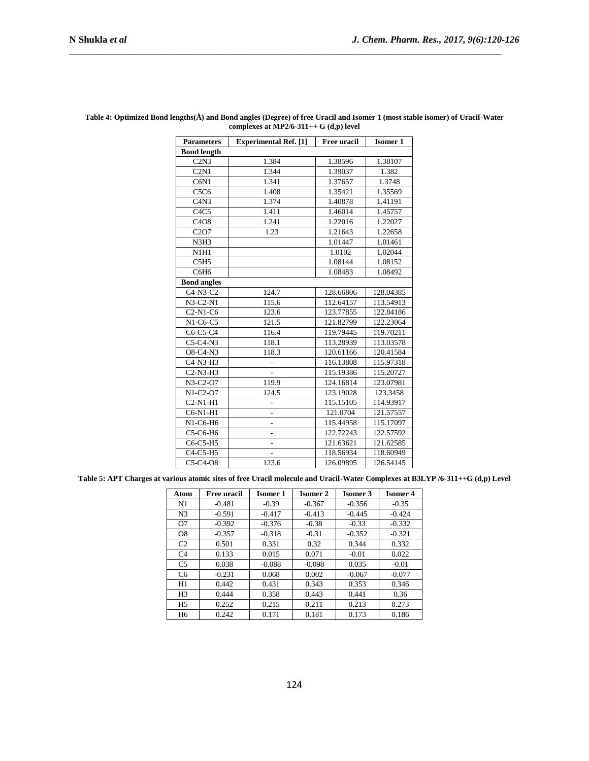**Table 4: Optimized Bond lengths(Å) and Bond angles (Degree) of free Uracil and Isomer 1 (most stable isomer) of Uracil-Water complexes at MP2/6-311++ G (d,p) level**

| Parameters | Experimental Ref. [1] | Free uracil | Isomer 1 |
|---|---|---|---|
| **Bond length** | | | |
| C2N3 | 1.384 | 1.38596 | 1.38107 |
| C2N1 | 1.344 | 1.39037 | 1.382 |
| C6N1 | 1.341 | 1.37657 | 1.3748 |
| C5C6 | 1.408 | 1.35421 | 1.35569 |
| C4N3 | 1.374 | 1.40878 | 1.41191 |
| C4C5 | 1.411 | 1.46014 | 1.45757 |
| C4O8 | 1.241 | 1.22016 | 1.22027 |
| C2O7 | 1.23 | 1.21643 | 1.22658 |
| N3H3 | | 1.01447 | 1.01461 |
| N1H1 | | 1.0102 | 1.02044 |
| C5H5 | | 1.08144 | 1.08152 |
| C6H6 | | 1.08483 | 1.08492 |
| **Bond angles** | | | |
| C4-N3-C2 | 124.7 | 128.66806 | 128.04385 |
| N3-C2-N1 | 115.6 | 112.64157 | 113.54913 |
| C2-N1-C6 | 123.6 | 123.77855 | 122.84186 |
| N1-C6-C5 | 121.5 | 121.82799 | 122.23064 |
| C6-C5-C4 | 116.4 | 119.79445 | 119.70211 |
| C5-C4-N3 | 118.1 | 113.28939 | 113.03578 |
| O8-C4-N3 | 118.3 | 120.61166 | 120.41584 |
| C4-N3-H3 | - | 116.13808 | 115.97318 |
| C2-N3-H3 | - | 115.19386 | 115.20727 |
| N3-C2-O7 | 119.9 | 124.16814 | 123.07981 |
| N1-C2-O7 | 124.5 | 123.19028 | 123.3458 |
| C2-N1-H1 | - | 115.15105 | 114.93917 |
| C6-N1-H1 | - | 121.0704 | 121.57557 |
| N1-C6-H6 | - | 115.44958 | 115.17097 |
| C5-C6-H6 | - | 122.72243 | 122.57592 |
| C6-C5-H5 | - | 121.63621 | 121.62585 |
| C4-C5-H5 | - | 118.56934 | 118.60949 |
| C5-C4-O8 | 123.6 | 126.09895 | 126.54145 |

**Table 5: APT Charges at various atomic sites of free Uracil molecule and Uracil-Water Complexes at B3LYP /6-311++G (d,p) Level**

| Atom | Free uracil | Isomer 1 | Isomer 2 | Isomer 3 | Isomer 4 |
|---|---|---|---|---|---|
| N1 | -0.481 | -0.39 | -0.367 | -0.356 | -0.35 |
| N3 | -0.591 | -0.417 | -0.413 | -0.445 | -0.424 |
| O7 | -0.392 | -0.376 | -0.38 | -0.33 | -0.332 |
| O8 | -0.357 | -0.318 | -0.31 | -0.352 | -0.321 |
| C2 | 0.501 | 0.331 | 0.32 | 0.344 | 0.332 |
| C4 | 0.133 | 0.015 | 0.071 | -0.01 | 0.022 |
| C5 | 0.038 | -0.088 | -0.098 | 0.035 | -0.01 |
| C6 | -0.231 | 0.068 | 0.002 | -0.067 | -0.077 |
| H1 | 0.442 | 0.431 | 0.343 | 0.353 | 0.346 |
| H3 | 0.444 | 0.358 | 0.443 | 0.441 | 0.36 |
| H5 | 0.252 | 0.215 | 0.211 | 0.213 | 0.273 |
| H6 | 0.242 | 0.171 | 0.181 | 0.173 | 0.186 |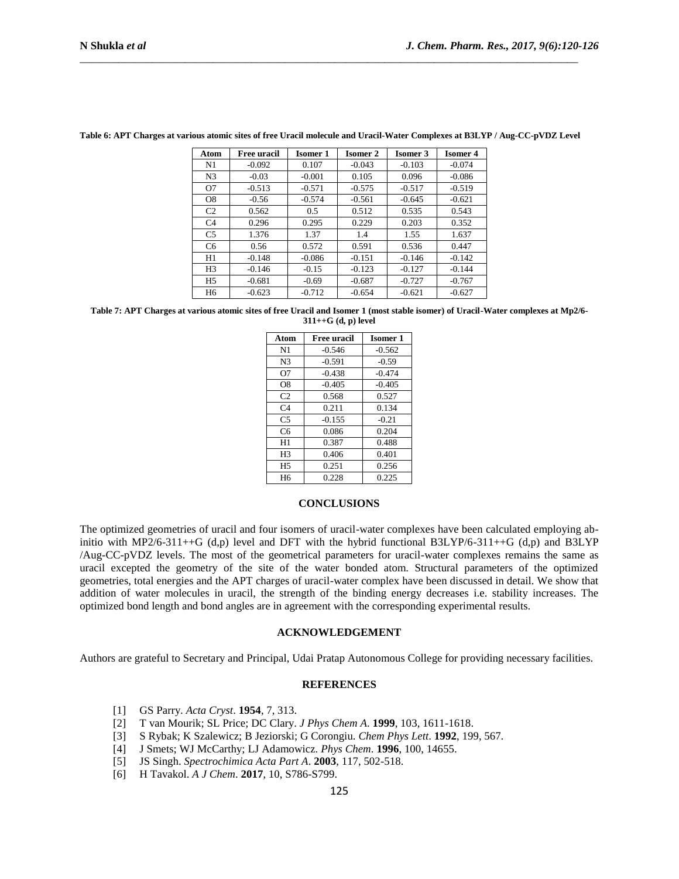**Table 6: APT Charges at various atomic sites of free Uracil molecule and Uracil-Water Complexes at B3LYP / Aug-CC-pVDZ Level**

| Atom | Free uracil | Isomer 1 | Isomer 2 | Isomer 3 | Isomer 4 |
|---|---|---|---|---|---|
| N1 | -0.092 | 0.107 | -0.043 | -0.103 | -0.074 |
| N3 | -0.03 | -0.001 | 0.105 | 0.096 | -0.086 |
| O7 | -0.513 | -0.571 | -0.575 | -0.517 | -0.519 |
| O8 | -0.56 | -0.574 | -0.561 | -0.645 | -0.621 |
| C2 | 0.562 | 0.5 | 0.512 | 0.535 | 0.543 |
| C4 | 0.296 | 0.295 | 0.229 | 0.203 | 0.352 |
| C5 | 1.376 | 1.37 | 1.4 | 1.55 | 1.637 |
| C6 | 0.56 | 0.572 | 0.591 | 0.536 | 0.447 |
| H1 | -0.148 | -0.086 | -0.151 | -0.146 | -0.142 |
| H3 | -0.146 | -0.15 | -0.123 | -0.127 | -0.144 |
| H5 | -0.681 | -0.69 | -0.687 | -0.727 | -0.767 |
| H6 | -0.623 | -0.712 | -0.654 | -0.621 | -0.627 |

**Table 7: APT Charges at various atomic sites of free Uracil and Isomer 1 (most stable isomer) of Uracil-Water complexes at Mp2/6-311++G (d, p) level**

| Atom | Free uracil | Isomer 1 |
|---|---|---|
| N1 | -0.546 | -0.562 |
| N3 | -0.591 | -0.59 |
| O7 | -0.438 | -0.474 |
| O8 | -0.405 | -0.405 |
| C2 | 0.568 | 0.527 |
| C4 | 0.211 | 0.134 |
| C5 | -0.155 | -0.21 |
| C6 | 0.086 | 0.204 |
| H1 | 0.387 | 0.488 |
| H3 | 0.406 | 0.401 |
| H5 | 0.251 | 0.256 |
| H6 | 0.228 | 0.225 |

## CONCLUSIONS

The optimized geometries of uracil and four isomers of uracil-water complexes have been calculated employing ab-initio with MP2/6-311++G (d,p) level and DFT with the hybrid functional B3LYP/6-311++G (d,p) and B3LYP /Aug-CC-pVDZ levels. The most of the geometrical parameters for uracil-water complexes remains the same as uracil excepted the geometry of the site of the water bonded atom. Structural parameters of the optimized geometries, total energies and the APT charges of uracil-water complex have been discussed in detail. We show that addition of water molecules in uracil, the strength of the binding energy decreases i.e. stability increases. The optimized bond length and bond angles are in agreement with the corresponding experimental results.

## ACKNOWLEDGEMENT

Authors are grateful to Secretary and Principal, Udai Pratap Autonomous College for providing necessary facilities.

## REFERENCES

[1] GS Parry. *Acta Cryst*. **1954**, 7, 313.

[2] T van Mourik; SL Price; DC Clary. *J Phys Chem A*. **1999**, 103, 1611-1618.

[3] S Rybak; K Szalewicz; B Jeziorski; G Corongiu. *Chem Phys Lett*. **1992**, 199, 567.

[4] J Smets; WJ McCarthy; LJ Adamowicz. *Phys Chem*. **1996**, 100, 14655.

[5] JS Singh. *Spectrochimica Acta Part A*. **2003**, 117, 502-518.

[6] H Tavakol. *A J Chem*. **2017**, 10, S786-S799.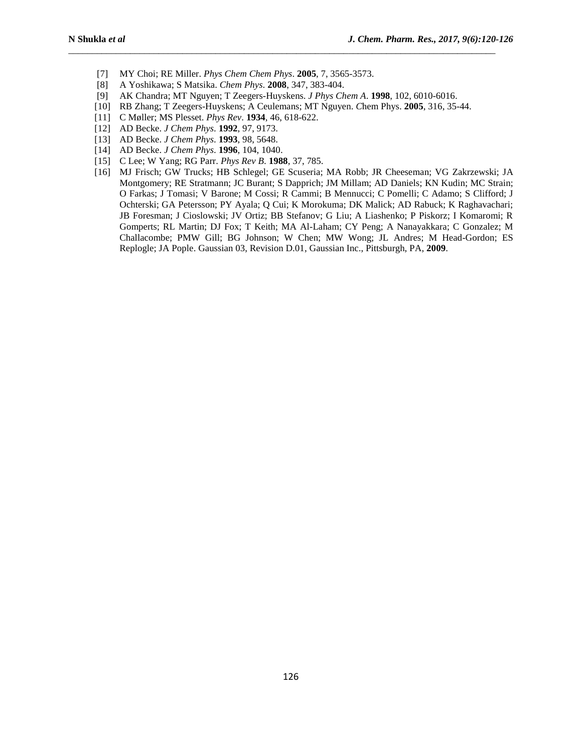[7] MY Choi; RE Miller. *Phys Chem Chem Phys*. **2005**, 7, 3565-3573.

[8] A Yoshikawa; S Matsika. *Chem Phys*. **2008**, 347, 383-404.

[9] AK Chandra; MT Nguyen; T Zeegers-Huyskens. *J Phys Chem A*. **1998**, 102, 6010-6016.

[10] RB Zhang; T Zeegers-Huyskens; A Ceulemans; MT Nguyen. *C*hem Phys. **2005**, 316, 35-44.

[11] C Møller; MS Plesset. *Phys Rev*. **1934**, 46, 618-622.

[12] AD Becke. *J Chem Phys*. **1992**, 97, 9173.

[13] AD Becke. *J Chem Phys*. **1993**, 98, 5648.

[14] AD Becke. *J Chem Phys*. **1996**, 104, 1040.

[15] C Lee; W Yang; RG Parr. *Phys Rev B*. **1988**, 37, 785.

[16] MJ Frisch; GW Trucks; HB Schlegel; GE Scuseria; MA Robb; JR Cheeseman; VG Zakrzewski; JA Montgomery; RE Stratmann; JC Burant; S Dapprich; JM Millam; AD Daniels; KN Kudin; MC Strain; O Farkas; J Tomasi; V Barone; M Cossi; R Cammi; B Mennucci; C Pomelli; C Adamo; S Clifford; J Ochterski; GA Petersson; PY Ayala; Q Cui; K Morokuma; DK Malick; AD Rabuck; K Raghavachari; JB Foresman; J Cioslowski; JV Ortiz; BB Stefanov; G Liu; A Liashenko; P Piskorz; I Komaromi; R Gomperts; RL Martin; DJ Fox; T Keith; MA Al-Laham; CY Peng; A Nanayakkara; C Gonzalez; M Challacombe; PMW Gill; BG Johnson; W Chen; MW Wong; JL Andres; M Head-Gordon; ES Replogle; JA Pople. Gaussian 03, Revision D.01, Gaussian Inc., Pittsburgh, PA, **2009**.